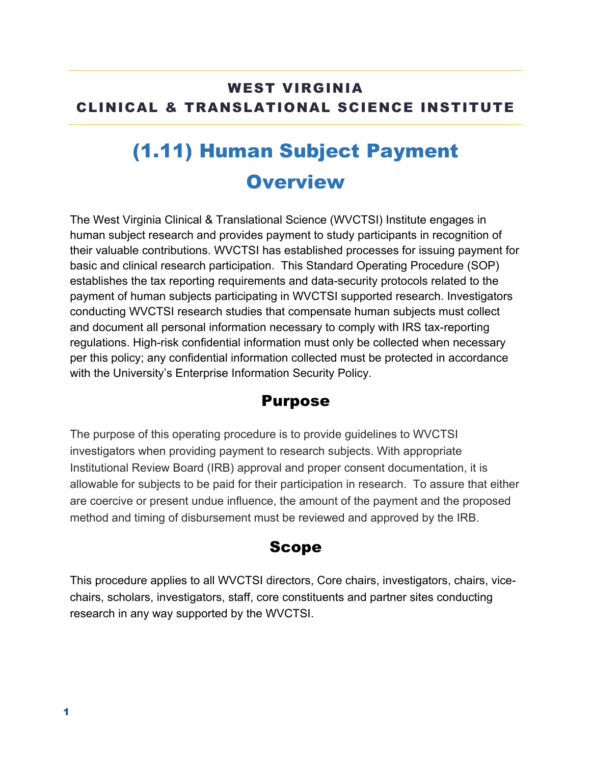# WEST VIRGINIA
# CLINICAL & TRANSLATIONAL SCIENCE INSTITUTE

## (1.11) Human Subject Payment Overview

The West Virginia Clinical & Translational Science (WVCTSI) Institute engages in human subject research and provides payment to study participants in recognition of their valuable contributions. WVCTSI has established processes for issuing payment for basic and clinical research participation. This Standard Operating Procedure (SOP) establishes the tax reporting requirements and data-security protocols related to the payment of human subjects participating in WVCTSI supported research. Investigators conducting WVCTSI research studies that compensate human subjects must collect and document all personal information necessary to comply with IRS tax-reporting regulations. High-risk confidential information must only be collected when necessary per this policy; any confidential information collected must be protected in accordance with the University's Enterprise Information Security Policy.

### Purpose

The purpose of this operating procedure is to provide guidelines to WVCTSI investigators when providing payment to research subjects. With appropriate Institutional Review Board (IRB) approval and proper consent documentation, it is allowable for subjects to be paid for their participation in research. To assure that either are coercive or present undue influence, the amount of the payment and the proposed method and timing of disbursement must be reviewed and approved by the IRB.

### Scope

This procedure applies to all WVCTSI directors, Core chairs, investigators, chairs, vice-chairs, scholars, investigators, staff, core constituents and partner sites conducting research in any way supported by the WVCTSI.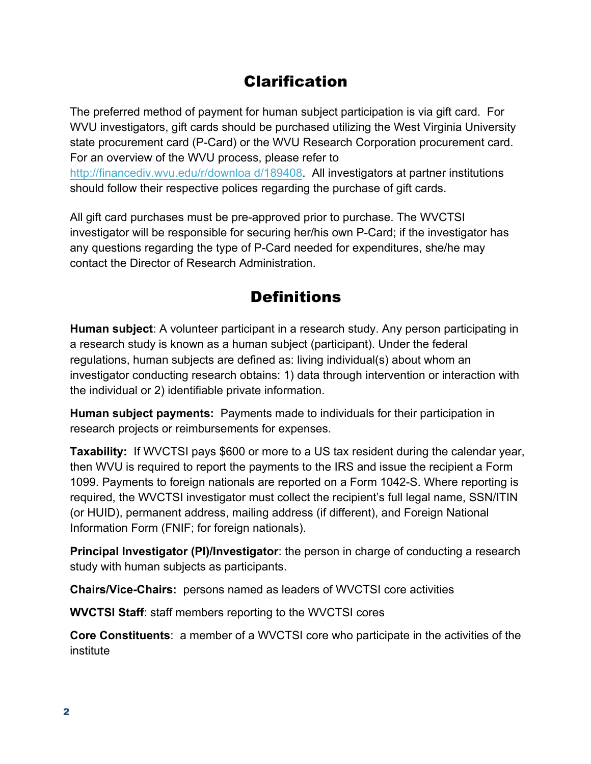## Clarification

The preferred method of payment for human subject participation is via gift card. For WVU investigators, gift cards should be purchased utilizing the West Virginia University state procurement card (P-Card) or the WVU Research Corporation procurement card. For an overview of the WVU process, please refer to http://financediv.wvu.edu/r/downloa d/189408. All investigators at partner institutions should follow their respective polices regarding the purchase of gift cards.

All gift card purchases must be pre-approved prior to purchase. The WVCTSI investigator will be responsible for securing her/his own P-Card; if the investigator has any questions regarding the type of P-Card needed for expenditures, she/he may contact the Director of Research Administration.

## Definitions

**Human subject**: A volunteer participant in a research study. Any person participating in a research study is known as a human subject (participant). Under the federal regulations, human subjects are defined as: living individual(s) about whom an investigator conducting research obtains: 1) data through intervention or interaction with the individual or 2) identifiable private information.

**Human subject payments:** Payments made to individuals for their participation in research projects or reimbursements for expenses.

**Taxability:** If WVCTSI pays $600 or more to a US tax resident during the calendar year, then WVU is required to report the payments to the IRS and issue the recipient a Form 1099. Payments to foreign nationals are reported on a Form 1042-S. Where reporting is required, the WVCTSI investigator must collect the recipient's full legal name, SSN/ITIN (or HUID), permanent address, mailing address (if different), and Foreign National Information Form (FNIF; for foreign nationals).

**Principal Investigator (PI)/Investigator**: the person in charge of conducting a research study with human subjects as participants.

**Chairs/Vice-Chairs:** persons named as leaders of WVCTSI core activities

**WVCTSI Staff**: staff members reporting to the WVCTSI cores

**Core Constituents**: a member of a WVCTSI core who participate in the activities of the institute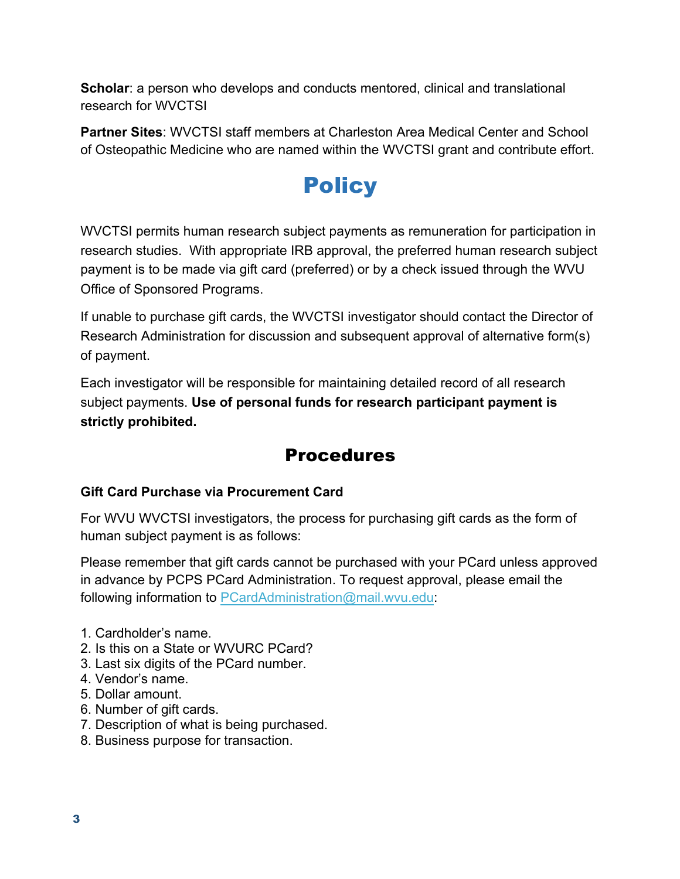**Scholar**: a person who develops and conducts mentored, clinical and translational research for WVCTSI

**Partner Sites**: WVCTSI staff members at Charleston Area Medical Center and School of Osteopathic Medicine who are named within the WVCTSI grant and contribute effort.

# Policy

WVCTSI permits human research subject payments as remuneration for participation in research studies. With appropriate IRB approval, the preferred human research subject payment is to be made via gift card (preferred) or by a check issued through the WVU Office of Sponsored Programs.

If unable to purchase gift cards, the WVCTSI investigator should contact the Director of Research Administration for discussion and subsequent approval of alternative form(s) of payment.

Each investigator will be responsible for maintaining detailed record of all research subject payments. **Use of personal funds for research participant payment is strictly prohibited.**

## Procedures

**Gift Card Purchase via Procurement Card**

For WVU WVCTSI investigators, the process for purchasing gift cards as the form of human subject payment is as follows:

Please remember that gift cards cannot be purchased with your PCard unless approved in advance by PCPS PCard Administration. To request approval, please email the following information to PCardAdministration@mail.wvu.edu:

1. Cardholder's name.
2. Is this on a State or WVURC PCard?
3. Last six digits of the PCard number.
4. Vendor's name.
5. Dollar amount.
6. Number of gift cards.
7. Description of what is being purchased.
8. Business purpose for transaction.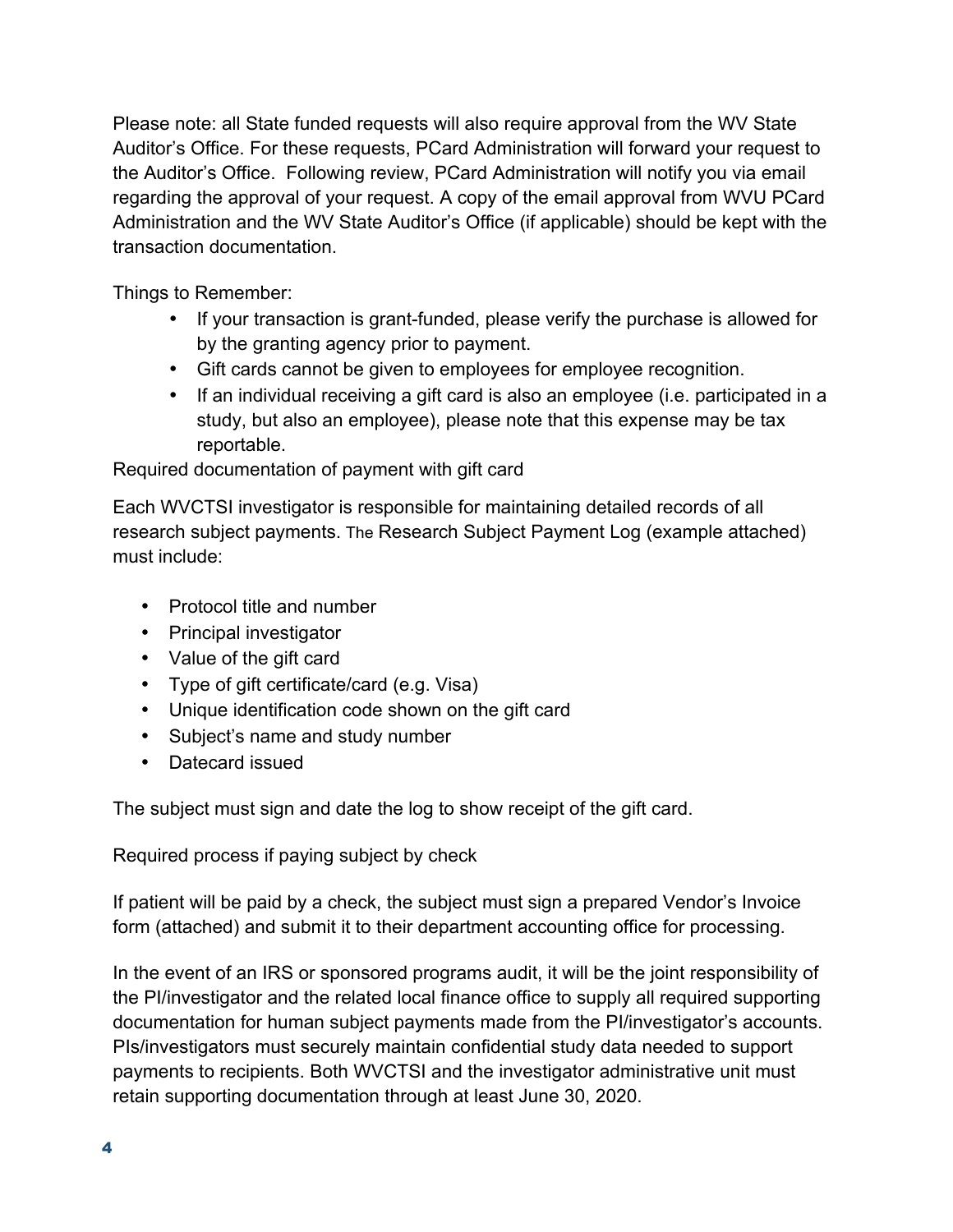Please note: all State funded requests will also require approval from the WV State Auditor's Office. For these requests, PCard Administration will forward your request to the Auditor's Office. Following review, PCard Administration will notify you via email regarding the approval of your request. A copy of the email approval from WVU PCard Administration and the WV State Auditor's Office (if applicable) should be kept with the transaction documentation.

Things to Remember:

- If your transaction is grant-funded, please verify the purchase is allowed for by the granting agency prior to payment.
- Gift cards cannot be given to employees for employee recognition.
- If an individual receiving a gift card is also an employee (i.e. participated in a study, but also an employee), please note that this expense may be tax reportable.

Required documentation of payment with gift card

Each WVCTSI investigator is responsible for maintaining detailed records of all research subject payments. The Research Subject Payment Log (example attached) must include:

- Protocol title and number
- Principal investigator
- Value of the gift card
- Type of gift certificate/card (e.g. Visa)
- Unique identification code shown on the gift card
- Subject's name and study number
- Datecard issued

The subject must sign and date the log to show receipt of the gift card.

Required process if paying subject by check

If patient will be paid by a check, the subject must sign a prepared Vendor's Invoice form (attached) and submit it to their department accounting office for processing.

In the event of an IRS or sponsored programs audit, it will be the joint responsibility of the PI/investigator and the related local finance office to supply all required supporting documentation for human subject payments made from the PI/investigator's accounts. PIs/investigators must securely maintain confidential study data needed to support payments to recipients. Both WVCTSI and the investigator administrative unit must retain supporting documentation through at least June 30, 2020.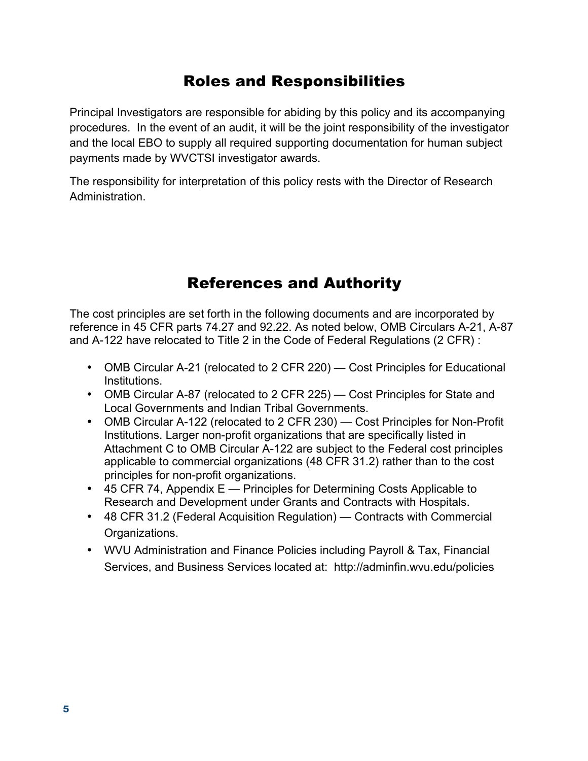## Roles and Responsibilities

Principal Investigators are responsible for abiding by this policy and its accompanying procedures. In the event of an audit, it will be the joint responsibility of the investigator and the local EBO to supply all required supporting documentation for human subject payments made by WVCTSI investigator awards.

The responsibility for interpretation of this policy rests with the Director of Research Administration.

## References and Authority

The cost principles are set forth in the following documents and are incorporated by reference in 45 CFR parts 74.27 and 92.22. As noted below, OMB Circulars A-21, A-87 and A-122 have relocated to Title 2 in the Code of Federal Regulations (2 CFR) :

- OMB Circular A-21 (relocated to 2 CFR 220) — Cost Principles for Educational Institutions.
- OMB Circular A-87 (relocated to 2 CFR 225) — Cost Principles for State and Local Governments and Indian Tribal Governments.
- OMB Circular A-122 (relocated to 2 CFR 230) — Cost Principles for Non-Profit Institutions. Larger non-profit organizations that are specifically listed in Attachment C to OMB Circular A-122 are subject to the Federal cost principles applicable to commercial organizations (48 CFR 31.2) rather than to the cost principles for non-profit organizations.
- 45 CFR 74, Appendix E — Principles for Determining Costs Applicable to Research and Development under Grants and Contracts with Hospitals.
- 48 CFR 31.2 (Federal Acquisition Regulation) — Contracts with Commercial Organizations.
- WVU Administration and Finance Policies including Payroll & Tax, Financial Services, and Business Services located at: http://adminfin.wvu.edu/policies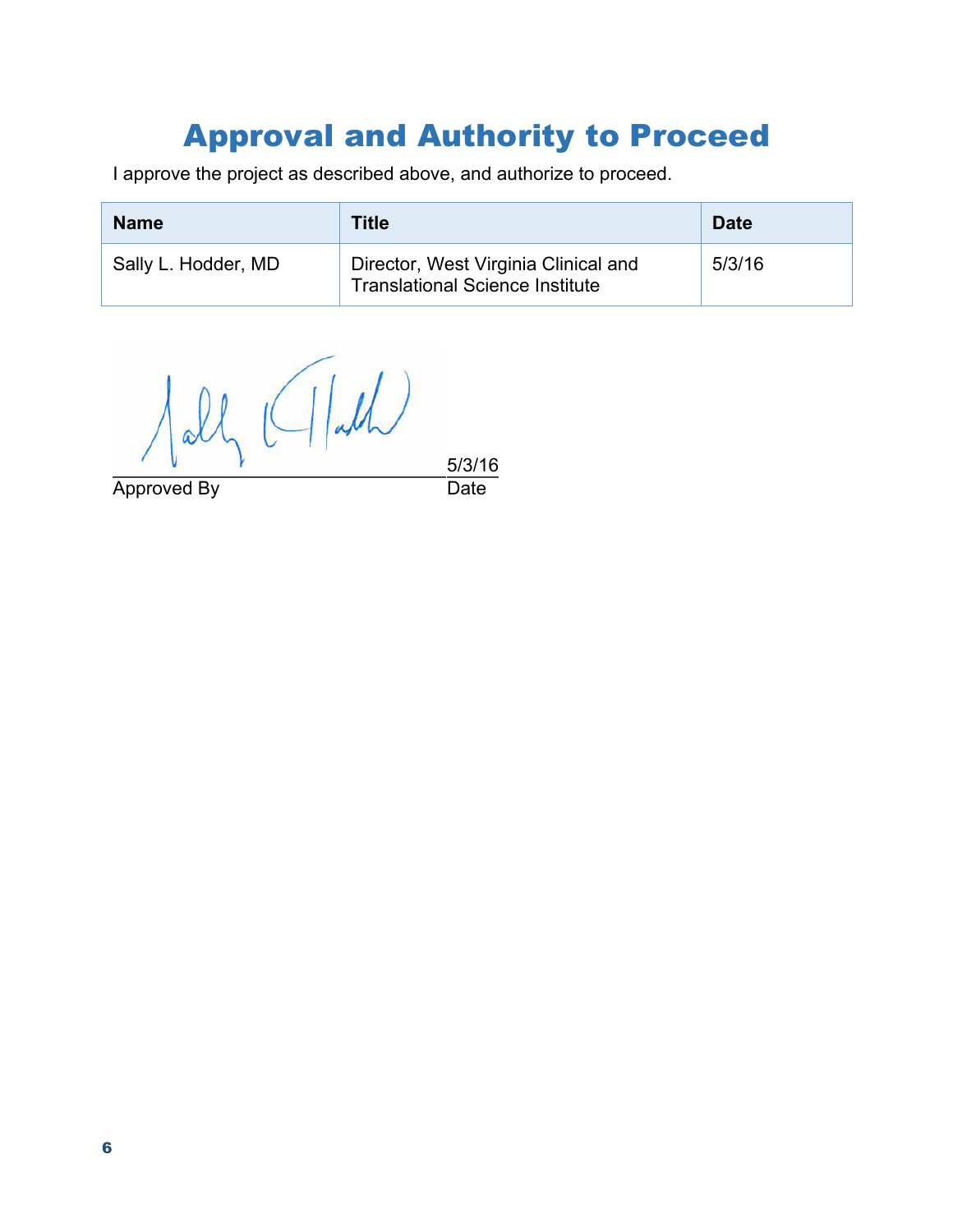# Approval and Authority to Proceed

I approve the project as described above, and authorize to proceed.

| Name | Title | Date |
|---|---|---|
| Sally L. Hodder, MD | Director, West Virginia Clinical and Translational Science Institute | 5/3/16 |

Approved By 5/3/16

Date